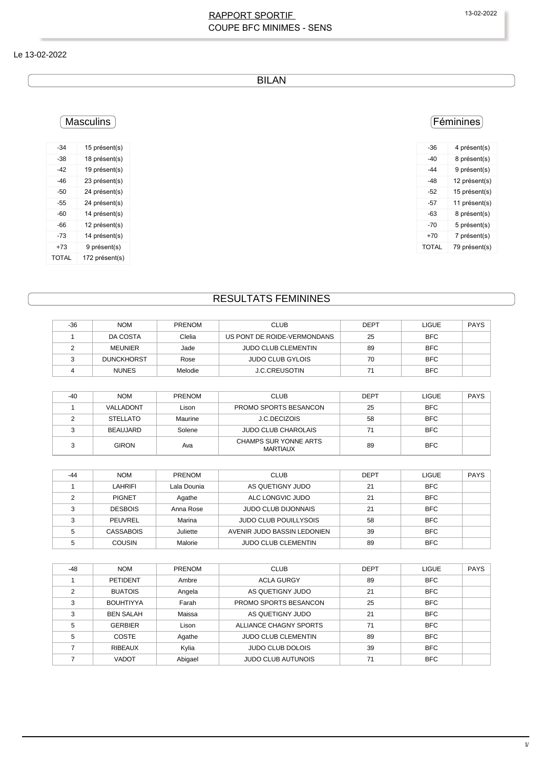# RAPPORT SPORTIF
## COUPE BFC MINIMES - SENS

Le 13-02-2022

## BILAN

### Masculins

| | |
|---|---|
| -34 | 15 présent(s) |
| -38 | 18 présent(s) |
| -42 | 19 présent(s) |
| -46 | 23 présent(s) |
| -50 | 24 présent(s) |
| -55 | 24 présent(s) |
| -60 | 14 présent(s) |
| -66 | 12 présent(s) |
| -73 | 14 présent(s) |
| +73 | 9 présent(s) |
| TOTAL | 172 présent(s) |

### Féminines

| | |
|---|---|
| -36 | 4 présent(s) |
| -40 | 8 présent(s) |
| -44 | 9 présent(s) |
| -48 | 12 présent(s) |
| -52 | 15 présent(s) |
| -57 | 11 présent(s) |
| -63 | 8 présent(s) |
| -70 | 5 présent(s) |
| +70 | 7 présent(s) |
| TOTAL | 79 présent(s) |

## RESULTATS FEMININES

| -36 | NOM | PRENOM | CLUB | DEPT | LIGUE | PAYS |
|---|---|---|---|---|---|---|
| 1 | DA COSTA | Clelia | US PONT DE ROIDE-VERMONDANS | 25 | BFC | |
| 2 | MEUNIER | Jade | JUDO CLUB CLEMENTIN | 89 | BFC | |
| 3 | DUNCKHORST | Rose | JUDO CLUB GYLOIS | 70 | BFC | |
| 4 | NUNES | Melodie | J.C.CREUSOTIN | 71 | BFC | |

| -40 | NOM | PRENOM | CLUB | DEPT | LIGUE | PAYS |
|---|---|---|---|---|---|---|
| 1 | VALLADONT | Lison | PROMO SPORTS BESANCON | 25 | BFC | |
| 2 | STELLATO | Maurine | J.C.DECIZOIS | 58 | BFC | |
| 3 | BEAUJARD | Solene | JUDO CLUB CHAROLAIS | 71 | BFC | |
| 3 | GIRON | Ava | CHAMPS SUR YONNE ARTS MARTIAUX | 89 | BFC | |

| -44 | NOM | PRENOM | CLUB | DEPT | LIGUE | PAYS |
|---|---|---|---|---|---|---|
| 1 | LAHRIFI | Lala Dounia | AS QUETIGNY JUDO | 21 | BFC | |
| 2 | PIGNET | Agathe | ALC LONGVIC JUDO | 21 | BFC | |
| 3 | DESBOIS | Anna Rose | JUDO CLUB DIJONNAIS | 21 | BFC | |
| 3 | PEUVREL | Marina | JUDO CLUB POUILLYSOIS | 58 | BFC | |
| 5 | CASSABOIS | Juliette | AVENIR JUDO BASSIN LEDONIEN | 39 | BFC | |
| 5 | COUSIN | Malorie | JUDO CLUB CLEMENTIN | 89 | BFC | |

| -48 | NOM | PRENOM | CLUB | DEPT | LIGUE | PAYS |
|---|---|---|---|---|---|---|
| 1 | PETIDENT | Ambre | ACLA GURGY | 89 | BFC | |
| 2 | BUATOIS | Angela | AS QUETIGNY JUDO | 21 | BFC | |
| 3 | BOUHTIYYA | Farah | PROMO SPORTS BESANCON | 25 | BFC | |
| 3 | BEN SALAH | Maissa | AS QUETIGNY JUDO | 21 | BFC | |
| 5 | GERBIER | Lison | ALLIANCE CHAGNY SPORTS | 71 | BFC | |
| 5 | COSTE | Agathe | JUDO CLUB CLEMENTIN | 89 | BFC | |
| 7 | RIBEAUX | Kylia | JUDO CLUB DOLOIS | 39 | BFC | |
| 7 | VADOT | Abigael | JUDO CLUB AUTUNOIS | 71 | BFC | |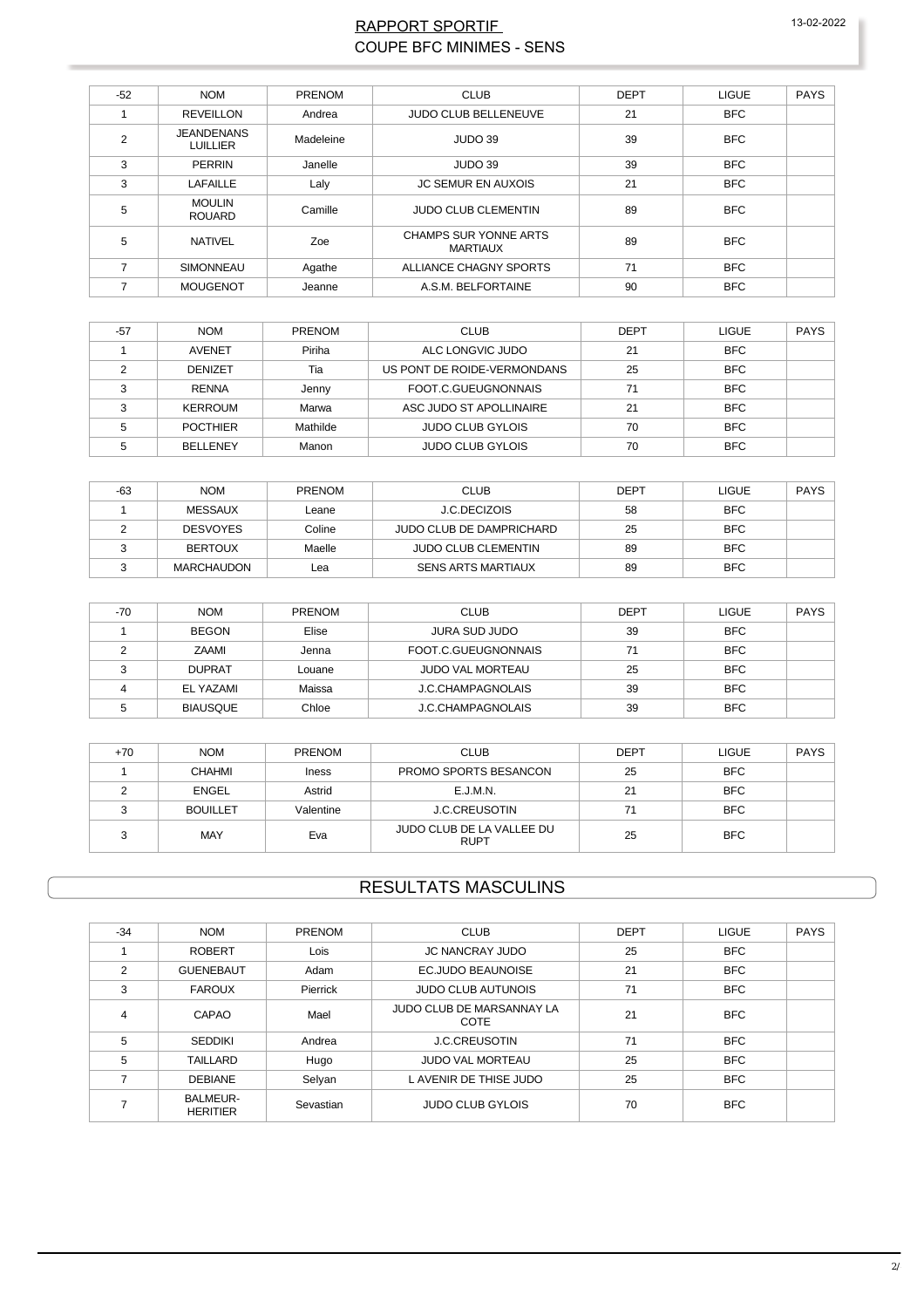## RAPPORT SPORTIF
## COUPE BFC MINIMES - SENS

| -52 | NOM | PRENOM | CLUB | DEPT | LIGUE | PAYS |
|---|---|---|---|---|---|---|
| 1 | REVEILLON | Andrea | JUDO CLUB BELLENEUVE | 21 | BFC | |
| 2 | JEANDENANS LUILLIER | Madeleine | JUDO 39 | 39 | BFC | |
| 3 | PERRIN | Janelle | JUDO 39 | 39 | BFC | |
| 3 | LAFAILLE | Laly | JC SEMUR EN AUXOIS | 21 | BFC | |
| 5 | MOULIN ROUARD | Camille | JUDO CLUB CLEMENTIN | 89 | BFC | |
| 5 | NATIVEL | Zoe | CHAMPS SUR YONNE ARTS MARTIAUX | 89 | BFC | |
| 7 | SIMONNEAU | Agathe | ALLIANCE CHAGNY SPORTS | 71 | BFC | |
| 7 | MOUGENOT | Jeanne | A.S.M. BELFORTAINE | 90 | BFC | |

| -57 | NOM | PRENOM | CLUB | DEPT | LIGUE | PAYS |
|---|---|---|---|---|---|---|
| 1 | AVENET | Piriha | ALC LONGVIC JUDO | 21 | BFC | |
| 2 | DENIZET | Tia | US PONT DE ROIDE-VERMONDANS | 25 | BFC | |
| 3 | RENNA | Jenny | FOOT.C.GUEUGNONNAIS | 71 | BFC | |
| 3 | KERROUM | Marwa | ASC JUDO ST APOLLINAIRE | 21 | BFC | |
| 5 | POCTHIER | Mathilde | JUDO CLUB GYLOIS | 70 | BFC | |
| 5 | BELLENEY | Manon | JUDO CLUB GYLOIS | 70 | BFC | |

| -63 | NOM | PRENOM | CLUB | DEPT | LIGUE | PAYS |
|---|---|---|---|---|---|---|
| 1 | MESSAUX | Leane | J.C.DECIZOIS | 58 | BFC | |
| 2 | DESVOYES | Coline | JUDO CLUB DE DAMPRICHARD | 25 | BFC | |
| 3 | BERTOUX | Maelle | JUDO CLUB CLEMENTIN | 89 | BFC | |
| 3 | MARCHAUDON | Lea | SENS ARTS MARTIAUX | 89 | BFC | |

| -70 | NOM | PRENOM | CLUB | DEPT | LIGUE | PAYS |
|---|---|---|---|---|---|---|
| 1 | BEGON | Elise | JURA SUD JUDO | 39 | BFC | |
| 2 | ZAAMI | Jenna | FOOT.C.GUEUGNONNAIS | 71 | BFC | |
| 3 | DUPRAT | Louane | JUDO VAL MORTEAU | 25 | BFC | |
| 4 | EL YAZAMI | Maissa | J.C.CHAMPAGNOLAIS | 39 | BFC | |
| 5 | BIAUSQUE | Chloe | J.C.CHAMPAGNOLAIS | 39 | BFC | |

| +70 | NOM | PRENOM | CLUB | DEPT | LIGUE | PAYS |
|---|---|---|---|---|---|---|
| 1 | CHAHMI | Iness | PROMO SPORTS BESANCON | 25 | BFC | |
| 2 | ENGEL | Astrid | E.J.M.N. | 21 | BFC | |
| 3 | BOUILLET | Valentine | J.C.CREUSOTIN | 71 | BFC | |
| 3 | MAY | Eva | JUDO CLUB DE LA VALLEE DU RUPT | 25 | BFC | |

## RESULTATS MASCULINS

| -34 | NOM | PRENOM | CLUB | DEPT | LIGUE | PAYS |
|---|---|---|---|---|---|---|
| 1 | ROBERT | Lois | JC NANCRAY JUDO | 25 | BFC | |
| 2 | GUENEBAUT | Adam | EC.JUDO BEAUNOISE | 21 | BFC | |
| 3 | FAROUX | Pierrick | JUDO CLUB AUTUNOIS | 71 | BFC | |
| 4 | CAPAO | Mael | JUDO CLUB DE MARSANNAY LA COTE | 21 | BFC | |
| 5 | SEDDIKI | Andrea | J.C.CREUSOTIN | 71 | BFC | |
| 5 | TAILLARD | Hugo | JUDO VAL MORTEAU | 25 | BFC | |
| 7 | DEBIANE | Selyan | L AVENIR DE THISE JUDO | 25 | BFC | |
| 7 | BALMEUR-HERITIER | Sevastian | JUDO CLUB GYLOIS | 70 | BFC | |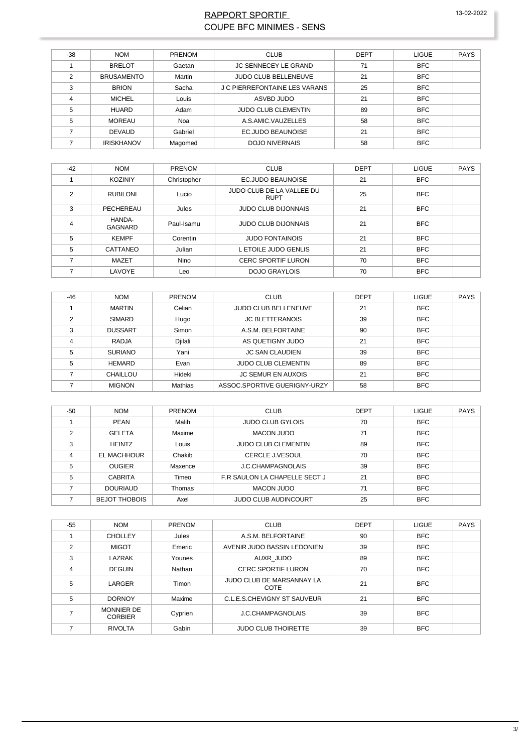# RAPPORT SPORTIF

## COUPE BFC MINIMES - SENS

13-02-2022

| -38 | NOM | PRENOM | CLUB | DEPT | LIGUE | PAYS |
|---|---|---|---|---|---|---|
| 1 | BRELOT | Gaetan | JC SENNECEY LE GRAND | 71 | BFC | |
| 2 | BRUSAMENTO | Martin | JUDO CLUB BELLENEUVE | 21 | BFC | |
| 3 | BRION | Sacha | J C PIERREFONTAINE LES VARANS | 25 | BFC | |
| 4 | MICHEL | Louis | ASVBD JUDO | 21 | BFC | |
| 5 | HUARD | Adam | JUDO CLUB CLEMENTIN | 89 | BFC | |
| 5 | MOREAU | Noa | A.S.AMIC.VAUZELLES | 58 | BFC | |
| 7 | DEVAUD | Gabriel | EC.JUDO BEAUNOISE | 21 | BFC | |
| 7 | IRISKHANOV | Magomed | DOJO NIVERNAIS | 58 | BFC | |

| -42 | NOM | PRENOM | CLUB | DEPT | LIGUE | PAYS |
|---|---|---|---|---|---|---|
| 1 | KOZINIY | Christopher | EC.JUDO BEAUNOISE | 21 | BFC | |
| 2 | RUBILONI | Lucio | JUDO CLUB DE LA VALLEE DU RUPT | 25 | BFC | |
| 3 | PECHEREAU | Jules | JUDO CLUB DIJONNAIS | 21 | BFC | |
| 4 | HANDA-GAGNARD | Paul-Isamu | JUDO CLUB DIJONNAIS | 21 | BFC | |
| 5 | KEMPF | Corentin | JUDO FONTAINOIS | 21 | BFC | |
| 5 | CATTANEO | Julian | L ETOILE JUDO GENLIS | 21 | BFC | |
| 7 | MAZET | Nino | CERC SPORTIF LURON | 70 | BFC | |
| 7 | LAVOYE | Leo | DOJO GRAYLOIS | 70 | BFC | |

| -46 | NOM | PRENOM | CLUB | DEPT | LIGUE | PAYS |
|---|---|---|---|---|---|---|
| 1 | MARTIN | Celian | JUDO CLUB BELLENEUVE | 21 | BFC | |
| 2 | SIMARD | Hugo | JC BLETTERANOIS | 39 | BFC | |
| 3 | DUSSART | Simon | A.S.M. BELFORTAINE | 90 | BFC | |
| 4 | RADJA | Djilali | AS QUETIGNY JUDO | 21 | BFC | |
| 5 | SURIANO | Yani | JC SAN CLAUDIEN | 39 | BFC | |
| 5 | HEMARD | Evan | JUDO CLUB CLEMENTIN | 89 | BFC | |
| 7 | CHAILLOU | Hideki | JC SEMUR EN AUXOIS | 21 | BFC | |
| 7 | MIGNON | Mathias | ASSOC.SPORTIVE GUERIGNY-URZY | 58 | BFC | |

| -50 | NOM | PRENOM | CLUB | DEPT | LIGUE | PAYS |
|---|---|---|---|---|---|---|
| 1 | PEAN | Malih | JUDO CLUB GYLOIS | 70 | BFC | |
| 2 | GELETA | Maxime | MACON JUDO | 71 | BFC | |
| 3 | HEINTZ | Louis | JUDO CLUB CLEMENTIN | 89 | BFC | |
| 4 | EL MACHHOUR | Chakib | CERCLE J.VESOUL | 70 | BFC | |
| 5 | OUGIER | Maxence | J.C.CHAMPAGNOLAIS | 39 | BFC | |
| 5 | CABRITA | Timeo | F.R SAULON LA CHAPELLE SECT J | 21 | BFC | |
| 7 | DOURIAUD | Thomas | MACON JUDO | 71 | BFC | |
| 7 | BEJOT THOBOIS | Axel | JUDO CLUB AUDINCOURT | 25 | BFC | |

| -55 | NOM | PRENOM | CLUB | DEPT | LIGUE | PAYS |
|---|---|---|---|---|---|---|
| 1 | CHOLLEY | Jules | A.S.M. BELFORTAINE | 90 | BFC | |
| 2 | MIGOT | Emeric | AVENIR JUDO BASSIN LEDONIEN | 39 | BFC | |
| 3 | LAZRAK | Younes | AUXR_JUDO | 89 | BFC | |
| 4 | DEGUIN | Nathan | CERC SPORTIF LURON | 70 | BFC | |
| 5 | LARGER | Timon | JUDO CLUB DE MARSANNAY LA COTE | 21 | BFC | |
| 5 | DORNOY | Maxime | C.L.E.S.CHEVIGNY ST SAUVEUR | 21 | BFC | |
| 7 | MONNIER DE CORBIER | Cyprien | J.C.CHAMPAGNOLAIS | 39 | BFC | |
| 7 | RIVOLTA | Gabin | JUDO CLUB THOIRETTE | 39 | BFC | |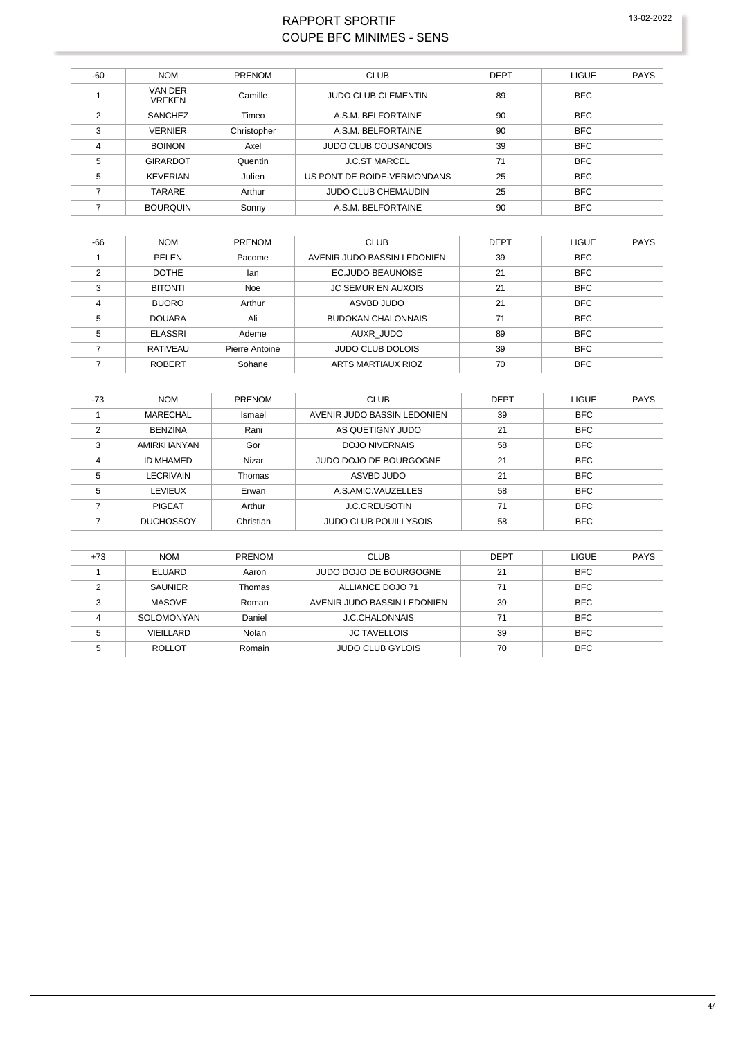# RAPPORT SPORTIF
## COUPE BFC MINIMES - SENS

13-02-2022

| -60 | NOM | PRENOM | CLUB | DEPT | LIGUE | PAYS |
|---|---|---|---|---|---|---|
| 1 | VAN DER VREKEN | Camille | JUDO CLUB CLEMENTIN | 89 | BFC | |
| 2 | SANCHEZ | Timeo | A.S.M. BELFORTAINE | 90 | BFC | |
| 3 | VERNIER | Christopher | A.S.M. BELFORTAINE | 90 | BFC | |
| 4 | BOINON | Axel | JUDO CLUB COUSANCOIS | 39 | BFC | |
| 5 | GIRARDOT | Quentin | J.C.ST MARCEL | 71 | BFC | |
| 5 | KEVERIAN | Julien | US PONT DE ROIDE-VERMONDANS | 25 | BFC | |
| 7 | TARARE | Arthur | JUDO CLUB CHEMAUDIN | 25 | BFC | |
| 7 | BOURQUIN | Sonny | A.S.M. BELFORTAINE | 90 | BFC | |

| -66 | NOM | PRENOM | CLUB | DEPT | LIGUE | PAYS |
|---|---|---|---|---|---|---|
| 1 | PELEN | Pacome | AVENIR JUDO BASSIN LEDONIEN | 39 | BFC | |
| 2 | DOTHE | Ian | EC.JUDO BEAUNOISE | 21 | BFC | |
| 3 | BITONTI | Noe | JC SEMUR EN AUXOIS | 21 | BFC | |
| 4 | BUORO | Arthur | ASVBD JUDO | 21 | BFC | |
| 5 | DOUARA | Ali | BUDOKAN CHALONNAIS | 71 | BFC | |
| 5 | ELASSRI | Ademe | AUXR_JUDO | 89 | BFC | |
| 7 | RATIVEAU | Pierre Antoine | JUDO CLUB DOLOIS | 39 | BFC | |
| 7 | ROBERT | Sohane | ARTS MARTIAUX RIOZ | 70 | BFC | |

| -73 | NOM | PRENOM | CLUB | DEPT | LIGUE | PAYS |
|---|---|---|---|---|---|---|
| 1 | MARECHAL | Ismael | AVENIR JUDO BASSIN LEDONIEN | 39 | BFC | |
| 2 | BENZINA | Rani | AS QUETIGNY JUDO | 21 | BFC | |
| 3 | AMIRKHANYAN | Gor | DOJO NIVERNAIS | 58 | BFC | |
| 4 | ID MHAMED | Nizar | JUDO DOJO DE BOURGOGNE | 21 | BFC | |
| 5 | LECRIVAIN | Thomas | ASVBD JUDO | 21 | BFC | |
| 5 | LEVIEUX | Erwan | A.S.AMIC.VAUZELLES | 58 | BFC | |
| 7 | PIGEAT | Arthur | J.C.CREUSOTIN | 71 | BFC | |
| 7 | DUCHOSSOY | Christian | JUDO CLUB POUILLYSOIS | 58 | BFC | |

| +73 | NOM | PRENOM | CLUB | DEPT | LIGUE | PAYS |
|---|---|---|---|---|---|---|
| 1 | ELUARD | Aaron | JUDO DOJO DE BOURGOGNE | 21 | BFC | |
| 2 | SAUNIER | Thomas | ALLIANCE DOJO 71 | 71 | BFC | |
| 3 | MASOVE | Roman | AVENIR JUDO BASSIN LEDONIEN | 39 | BFC | |
| 4 | SOLOMONYAN | Daniel | J.C.CHALONNAIS | 71 | BFC | |
| 5 | VIEILLARD | Nolan | JC TAVELLOIS | 39 | BFC | |
| 5 | ROLLOT | Romain | JUDO CLUB GYLOIS | 70 | BFC | |